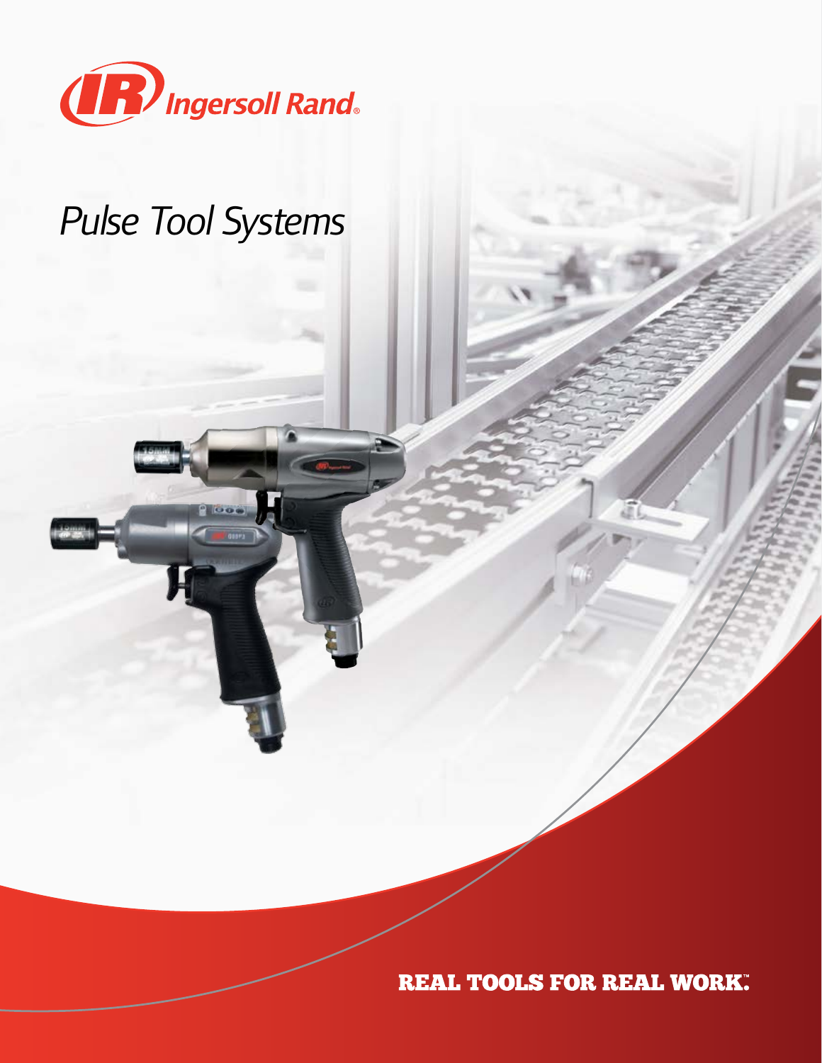Ingersoll Rand®

# Pulse Tool Systems

REAL TOOLS FOR REAL WORK.™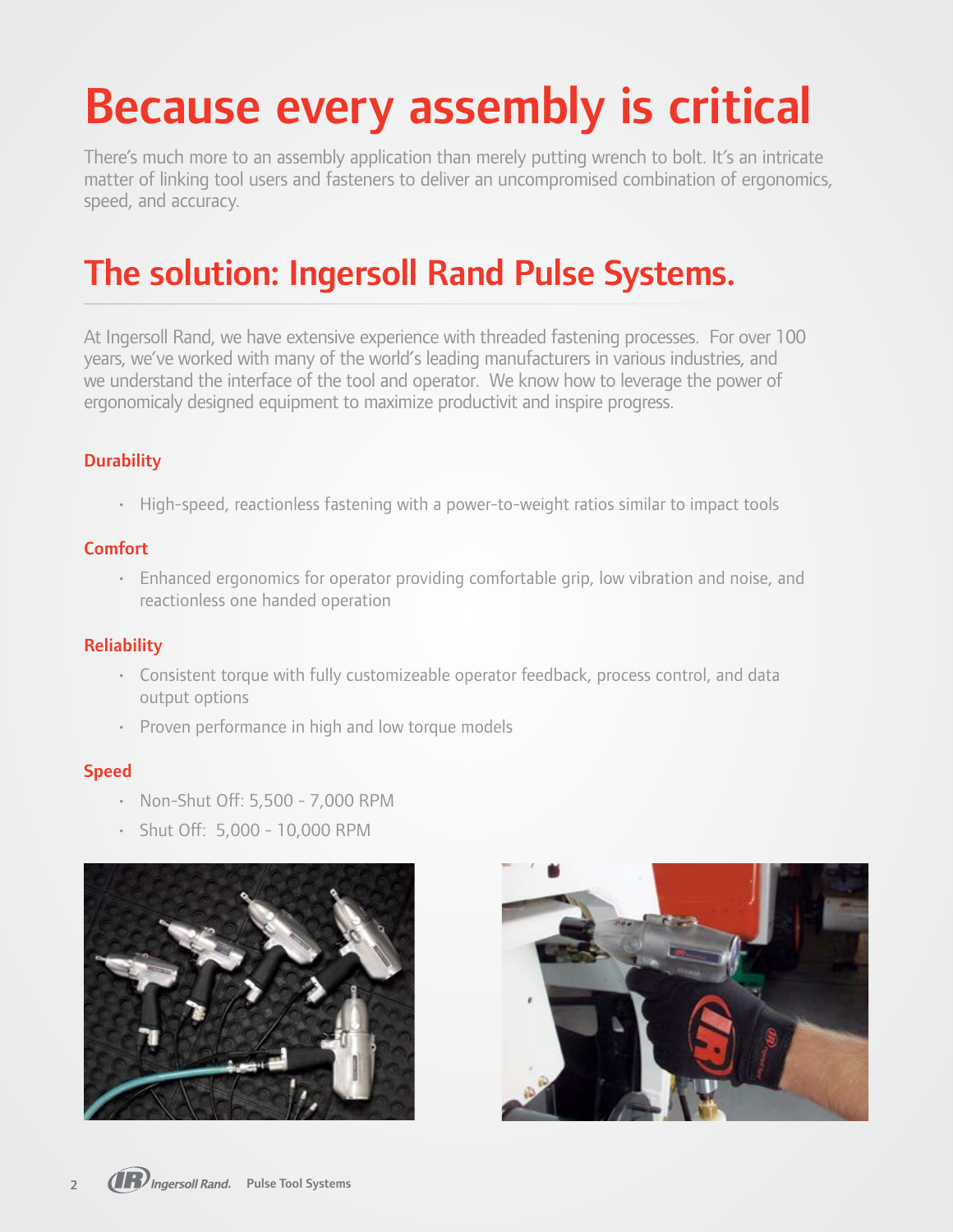# Because every assembly is critical

There's much more to an assembly application than merely putting wrench to bolt. It's an intricate matter of linking tool users and fasteners to deliver an uncompromised combination of ergonomics, speed, and accuracy.

## The solution: Ingersoll Rand Pulse Systems.

At Ingersoll Rand, we have extensive experience with threaded fastening processes. For over 100 years, we've worked with many of the world's leading manufacturers in various industries, and we understand the interface of the tool and operator. We know how to leverage the power of ergonomicaly designed equipment to maximize productivit and inspire progress.

### Durability

- High-speed, reactionless fastening with a power-to-weight ratios similar to impact tools

### Comfort

- Enhanced ergonomics for operator providing comfortable grip, low vibration and noise, and reactionless one handed operation

### Reliability

- Consistent torque with fully customizeable operator feedback, process control, and data output options
- Proven performance in high and low torque models

### Speed

- Non-Shut Off: 5,500 - 7,000 RPM
- Shut Off: 5,000 - 10,000 RPM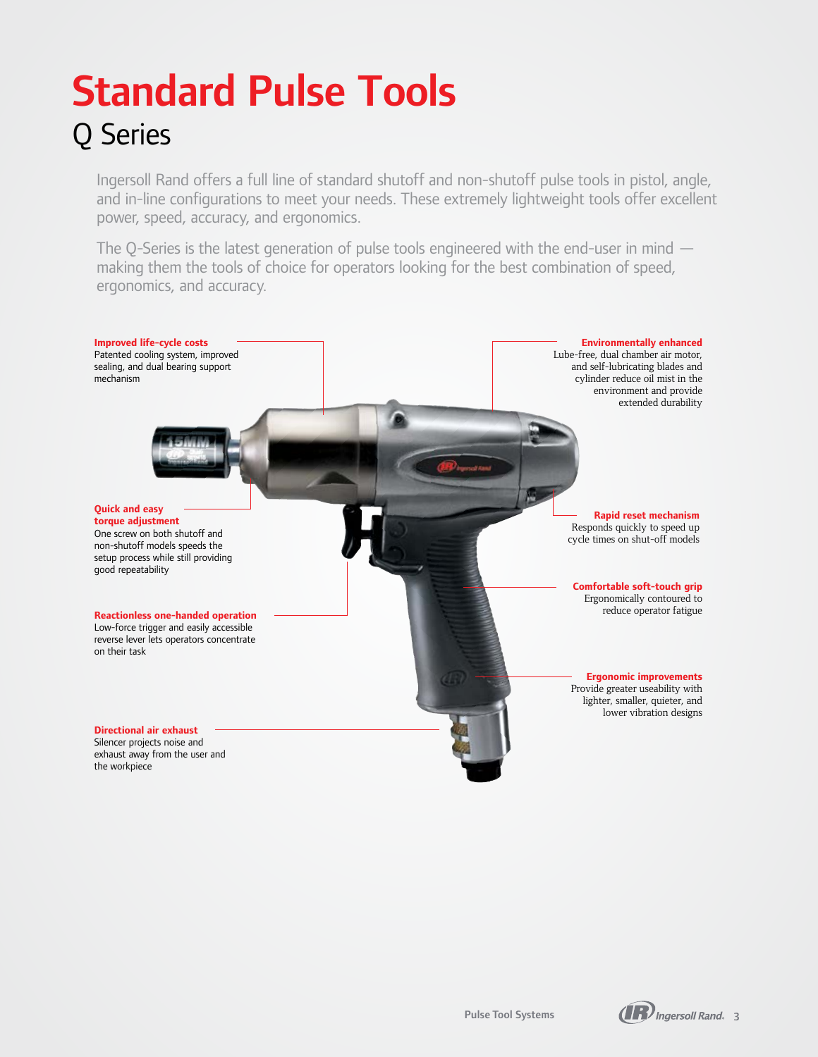# Standard Pulse Tools

## Q Series

Ingersoll Rand offers a full line of standard shutoff and non-shutoff pulse tools in pistol, angle, and in-line configurations to meet your needs. These extremely lightweight tools offer excellent power, speed, accuracy, and ergonomics.

The Q-Series is the latest generation of pulse tools engineered with the end-user in mind — making them the tools of choice for operators looking for the best combination of speed, ergonomics, and accuracy.

**Improved life-cycle costs**
Patented cooling system, improved sealing, and dual bearing support mechanism

**Environmentally enhanced**
Lube-free, dual chamber air motor, and self-lubricating blades and cylinder reduce oil mist in the environment and provide extended durability

**Quick and easy torque adjustment**
One screw on both shutoff and non-shutoff models speeds the setup process while still providing good repeatability

**Rapid reset mechanism**
Responds quickly to speed up cycle times on shut-off models

**Comfortable soft-touch grip**
Ergonomically contoured to reduce operator fatigue

**Reactionless one-handed operation**
Low-force trigger and easily accessible reverse lever lets operators concentrate on their task

**Ergonomic improvements**
Provide greater useability with lighter, smaller, quieter, and lower vibration designs

**Directional air exhaust**
Silencer projects noise and exhaust away from the user and the workpiece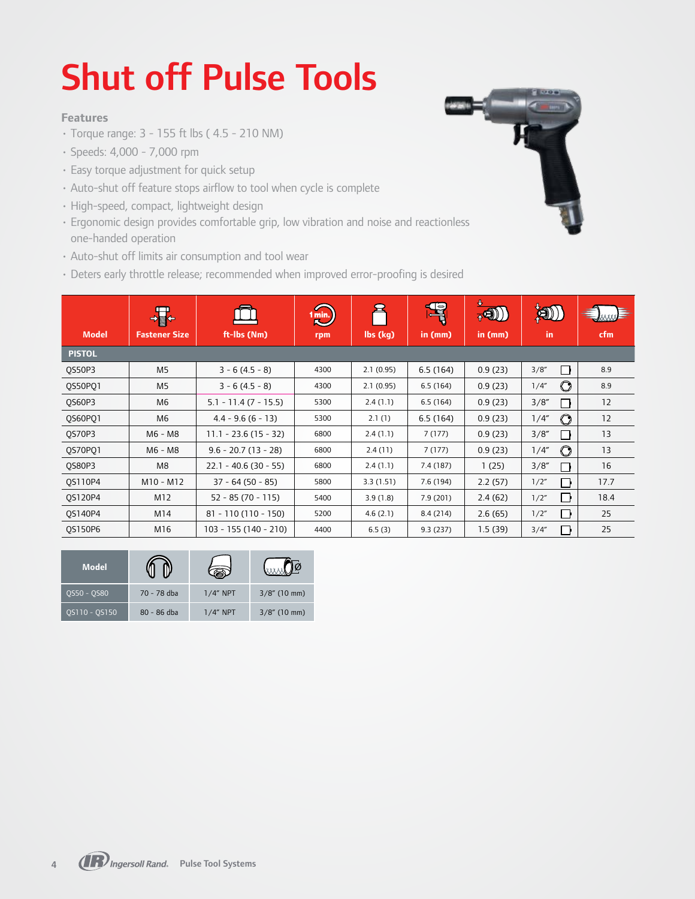# Shut off Pulse Tools

### Features

- Torque range: 3 - 155 ft lbs ( 4.5 - 210 NM)
- Speeds: 4,000 - 7,000 rpm
- Easy torque adjustment for quick setup
- Auto-shut off feature stops airflow to tool when cycle is complete
- High-speed, compact, lightweight design
- Ergonomic design provides comfortable grip, low vibration and noise and reactionless one-handed operation
- Auto-shut off limits air consumption and tool wear
- Deters early throttle release; recommended when improved error-proofing is desired

| Model | Fastener Size | ft-lbs (Nm) | rpm | lbs (kg) | in (mm) | in (mm) | in | cfm |
|---|---|---|---|---|---|---|---|---|
| **PISTOL** | | | | | | | | |
| QS50P3 | M5 | 3 - 6 (4.5 - 8) | 4300 | 2.1 (0.95) | 6.5 (164) | 0.9 (23) | 3/8″ ☐ | 8.9 |
| QS50PQ1 | M5 | 3 - 6 (4.5 - 8) | 4300 | 2.1 (0.95) | 6.5 (164) | 0.9 (23) | 1/4″ ⬡ | 8.9 |
| QS60P3 | M6 | 5.1 - 11.4 (7 - 15.5) | 5300 | 2.4 (1.1) | 6.5 (164) | 0.9 (23) | 3/8″ ☐ | 12 |
| QS60PQ1 | M6 | 4.4 - 9.6 (6 - 13) | 5300 | 2.1 (1) | 6.5 (164) | 0.9 (23) | 1/4″ ⬡ | 12 |
| QS70P3 | M6 - M8 | 11.1 - 23.6 (15 - 32) | 6800 | 2.4 (1.1) | 7 (177) | 0.9 (23) | 3/8″ ☐ | 13 |
| QS70PQ1 | M6 - M8 | 9.6 - 20.7 (13 - 28) | 6800 | 2.4 (11) | 7 (177) | 0.9 (23) | 1/4″ ⬡ | 13 |
| QS80P3 | M8 | 22.1 - 40.6 (30 - 55) | 6800 | 2.4 (1.1) | 7.4 (187) | 1 (25) | 3/8″ ☐ | 16 |
| QS110P4 | M10 - M12 | 37 - 64 (50 - 85) | 5800 | 3.3 (1.51) | 7.6 (194) | 2.2 (57) | 1/2″ ☐ | 17.7 |
| QS120P4 | M12 | 52 - 85 (70 - 115) | 5400 | 3.9 (1.8) | 7.9 (201) | 2.4 (62) | 1/2″ ☐ | 18.4 |
| QS140P4 | M14 | 81 - 110 (110 - 150) | 5200 | 4.6 (2.1) | 8.4 (214) | 2.6 (65) | 1/2″ ☐ | 25 |
| QS150P6 | M16 | 103 - 155 (140 - 210) | 4400 | 6.5 (3) | 9.3 (237) | 1.5 (39) | 3/4″ ☐ | 25 |

| Model | | | |
|---|---|---|---|
| QS50 - QS80 | 70 - 78 dba | 1/4″ NPT | 3/8″ (10 mm) |
| QS110 - QS150 | 80 - 86 dba | 1/4″ NPT | 3/8″ (10 mm) |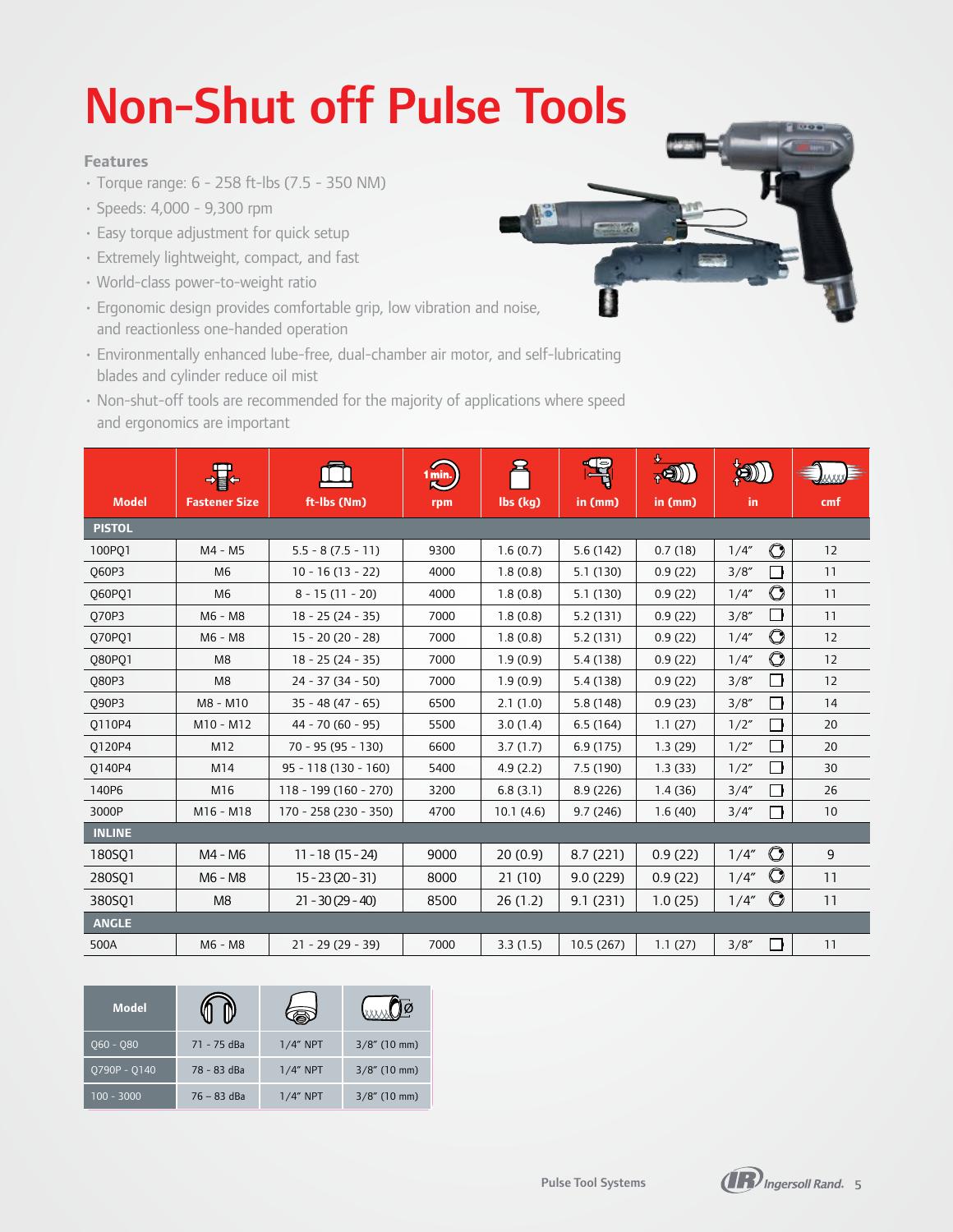# Non-Shut off Pulse Tools

### Features

- Torque range: 6 - 258 ft-lbs (7.5 - 350 NM)
- Speeds: 4,000 - 9,300 rpm
- Easy torque adjustment for quick setup
- Extremely lightweight, compact, and fast
- World-class power-to-weight ratio
- Ergonomic design provides comfortable grip, low vibration and noise, and reactionless one-handed operation
- Environmentally enhanced lube-free, dual-chamber air motor, and self-lubricating blades and cylinder reduce oil mist
- Non-shut-off tools are recommended for the majority of applications where speed and ergonomics are important

| Model | Fastener Size | ft-lbs (Nm) | rpm | lbs (kg) | in (mm) | in (mm) | in | cmf |
|---|---|---|---|---|---|---|---|---|
| **PISTOL** | | | | | | | | |
| 100PQ1 | M4 - M5 | 5.5 - 8 (7.5 - 11) | 9300 | 1.6 (0.7) | 5.6 (142) | 0.7 (18) | 1/4″ | 12 |
| Q60P3 | M6 | 10 - 16 (13 - 22) | 4000 | 1.8 (0.8) | 5.1 (130) | 0.9 (22) | 3/8″ | 11 |
| Q60PQ1 | M6 | 8 - 15 (11 - 20) | 4000 | 1.8 (0.8) | 5.1 (130) | 0.9 (22) | 1/4″ | 11 |
| Q70P3 | M6 - M8 | 18 - 25 (24 - 35) | 7000 | 1.8 (0.8) | 5.2 (131) | 0.9 (22) | 3/8″ | 11 |
| Q70PQ1 | M6 - M8 | 15 - 20 (20 - 28) | 7000 | 1.8 (0.8) | 5.2 (131) | 0.9 (22) | 1/4″ | 12 |
| Q80PQ1 | M8 | 18 - 25 (24 - 35) | 7000 | 1.9 (0.9) | 5.4 (138) | 0.9 (22) | 1/4″ | 12 |
| Q80P3 | M8 | 24 - 37 (34 - 50) | 7000 | 1.9 (0.9) | 5.4 (138) | 0.9 (22) | 3/8″ | 12 |
| Q90P3 | M8 - M10 | 35 - 48 (47 - 65) | 6500 | 2.1 (1.0) | 5.8 (148) | 0.9 (23) | 3/8″ | 14 |
| Q110P4 | M10 - M12 | 44 - 70 (60 - 95) | 5500 | 3.0 (1.4) | 6.5 (164) | 1.1 (27) | 1/2″ | 20 |
| Q120P4 | M12 | 70 - 95 (95 - 130) | 6600 | 3.7 (1.7) | 6.9 (175) | 1.3 (29) | 1/2″ | 20 |
| Q140P4 | M14 | 95 - 118 (130 - 160) | 5400 | 4.9 (2.2) | 7.5 (190) | 1.3 (33) | 1/2″ | 30 |
| 140P6 | M16 | 118 - 199 (160 - 270) | 3200 | 6.8 (3.1) | 8.9 (226) | 1.4 (36) | 3/4″ | 26 |
| 3000P | M16 - M18 | 170 - 258 (230 - 350) | 4700 | 10.1 (4.6) | 9.7 (246) | 1.6 (40) | 3/4″ | 10 |
| **INLINE** | | | | | | | | |
| 180SQ1 | M4 - M6 | 11 - 18 (15 - 24) | 9000 | 20 (0.9) | 8.7 (221) | 0.9 (22) | 1/4″ | 9 |
| 280SQ1 | M6 - M8 | 15 - 23 (20 - 31) | 8000 | 21 (10) | 9.0 (229) | 0.9 (22) | 1/4″ | 11 |
| 380SQ1 | M8 | 21 - 30 (29 - 40) | 8500 | 26 (1.2) | 9.1 (231) | 1.0 (25) | 1/4″ | 11 |
| **ANGLE** | | | | | | | | |
| 500A | M6 - M8 | 21 - 29 (29 - 39) | 7000 | 3.3 (1.5) | 10.5 (267) | 1.1 (27) | 3/8″ | 11 |

| Model | | | |
|---|---|---|---|
| Q60 - Q80 | 71 - 75 dBa | 1/4″ NPT | 3/8″ (10 mm) |
| Q790P - Q140 | 78 - 83 dBa | 1/4″ NPT | 3/8″ (10 mm) |
| 100 - 3000 | 76 – 83 dBa | 1/4″ NPT | 3/8″ (10 mm) |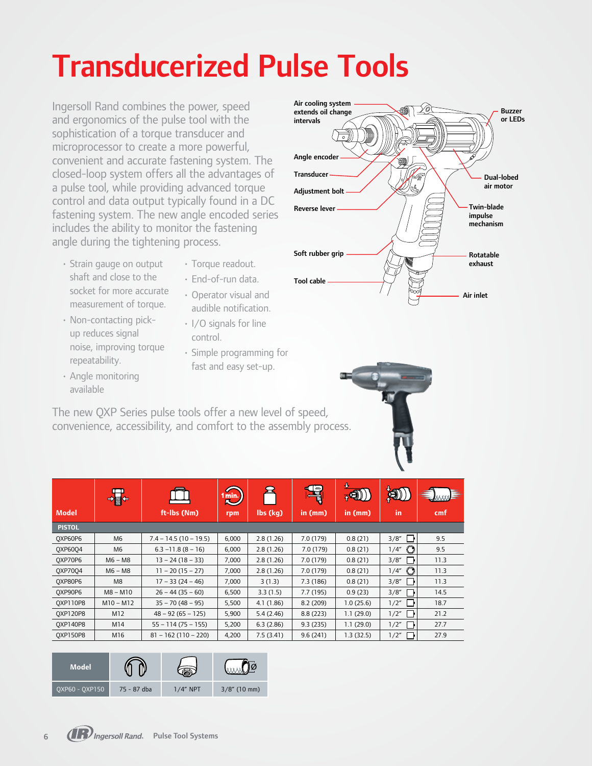# Transducerized Pulse Tools

Ingersoll Rand combines the power, speed and ergonomics of the pulse tool with the sophistication of a torque transducer and microprocessor to create a more powerful, convenient and accurate fastening system. The closed-loop system offers all the advantages of a pulse tool, while providing advanced torque control and data output typically found in a DC fastening system. The new angle encoded series includes the ability to monitor the fastening angle during the tightening process.

- Strain gauge on output shaft and close to the socket for more accurate measurement of torque.
- Non-contacting pick-up reduces signal noise, improving torque repeatability.
- Angle monitoring available
- Torque readout.
- End-of-run data.
- Operator visual and audible notification.
- I/O signals for line control.
- Simple programming for fast and easy set-up.

Air cooling system extends oil change intervals

Angle encoder

Transducer

Adjustment bolt

Reverse lever

Soft rubber grip

Tool cable

Buzzer or LEDs

Dual-lobed air motor

Twin-blade impulse mechanism

Rotatable exhaust

Air inlet

The new QXP Series pulse tools offer a new level of speed, convenience, accessibility, and comfort to the assembly process.

| Model | | ft-lbs (Nm) | rpm | lbs (kg) | in (mm) | in (mm) | in | cmf |
|---|---|---|---|---|---|---|---|---|
| **PISTOL** | | | | | | | | |
| QXP60P6 | M6 | 7.4 – 14.5 (10 – 19.5) | 6,000 | 2.8 (1.26) | 7.0 (179) | 0.8 (21) | 3/8" | 9.5 |
| QXP60Q4 | M6 | 6.3 –11.8 (8 – 16) | 6,000 | 2.8 (1.26) | 7.0 (179) | 0.8 (21) | 1/4" | 9.5 |
| QXP70P6 | M6 – M8 | 13 – 24 (18 – 33) | 7,000 | 2.8 (1.26) | 7.0 (179) | 0.8 (21) | 3/8" | 11.3 |
| QXP70Q4 | M6 – M8 | 11 – 20 (15 – 27) | 7,000 | 2.8 (1.26) | 7.0 (179) | 0.8 (21) | 1/4" | 11.3 |
| QXP80P6 | M8 | 17 – 33 (24 – 46) | 7,000 | 3 (1.3) | 7.3 (186) | 0.8 (21) | 3/8" | 11.3 |
| QXP90P6 | M8 – M10 | 26 – 44 (35 – 60) | 6,500 | 3.3 (1.5) | 7.7 (195) | 0.9 (23) | 3/8" | 14.5 |
| QXP110P8 | M10 – M12 | 35 – 70 (48 – 95) | 5,500 | 4.1 (1.86) | 8.2 (209) | 1.0 (25.6) | 1/2" | 18.7 |
| QXP120P8 | M12 | 48 – 92 (65 – 125) | 5,900 | 5.4 (2.46) | 8.8 (223) | 1.1 (29.0) | 1/2" | 21.2 |
| QXP140P8 | M14 | 55 – 114 (75 – 155) | 5,200 | 6.3 (2.86) | 9.3 (235) | 1.1 (29.0) | 1/2" | 27.7 |
| QXP150P8 | M16 | 81 – 162 (110 – 220) | 4,200 | 7.5 (3.41) | 9.6 (241) | 1.3 (32.5) | 1/2" | 27.9 |

| Model | | | Ø |
|---|---|---|---|
| QXP60 - QXP150 | 75 - 87 dba | 1/4" NPT | 3/8" (10 mm) |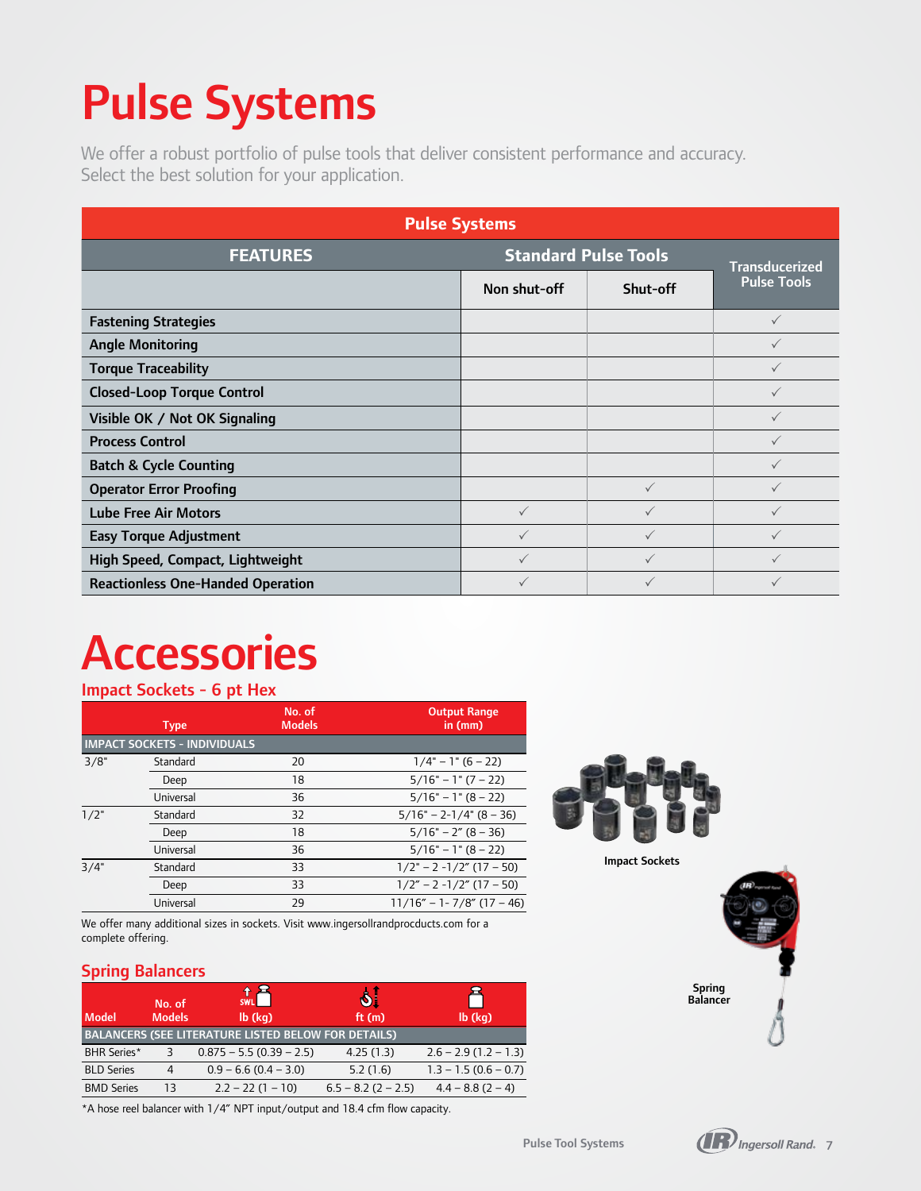# Pulse Systems

We offer a robust portfolio of pulse tools that deliver consistent performance and accuracy. Select the best solution for your application.

| Pulse Systems | | | |
|---|---|---|---|
| FEATURES | Standard Pulse Tools | | Transducerized Pulse Tools |
| | Non shut-off | Shut-off | |
| Fastening Strategies | | | ✓ |
| Angle Monitoring | | | ✓ |
| Torque Traceability | | | ✓ |
| Closed-Loop Torque Control | | | ✓ |
| Visible OK / Not OK Signaling | | | ✓ |
| Process Control | | | ✓ |
| Batch & Cycle Counting | | | ✓ |
| Operator Error Proofing | | ✓ | ✓ |
| Lube Free Air Motors | ✓ | ✓ | ✓ |
| Easy Torque Adjustment | ✓ | ✓ | ✓ |
| High Speed, Compact, Lightweight | ✓ | ✓ | ✓ |
| Reactionless One-Handed Operation | ✓ | ✓ | ✓ |

# Accessories

## Impact Sockets - 6 pt Hex

| Type | | No. of Models | Output Range in (mm) |
|---|---|---|---|
| IMPACT SOCKETS - INDIVIDUALS | | | |
| 3/8" | Standard | 20 | 1/4" – 1" (6 – 22) |
| | Deep | 18 | 5/16" – 1" (7 – 22) |
| | Universal | 36 | 5/16" – 1" (8 – 22) |
| 1/2" | Standard | 32 | 5/16" – 2-1/4" (8 – 36) |
| | Deep | 18 | 5/16" – 2" (8 – 36) |
| | Universal | 36 | 5/16" – 1" (8 – 22) |
| 3/4" | Standard | 33 | 1/2" – 2 -1/2" (17 – 50) |
| | Deep | 33 | 1/2" – 2 -1/2" (17 – 50) |
| | Universal | 29 | 11/16" – 1- 7/8" (17 – 46) |

We offer many additional sizes in sockets. Visit www.ingersollrandprocducts.com for a complete offering.

Impact Sockets

## Spring Balancers

| Model | No. of Models | SWL lb (kg) | ft (m) | lb (kg) |
|---|---|---|---|---|
| BALANCERS (SEE LITERATURE LISTED BELOW FOR DETAILS) | | | | |
| BHR Series* | 3 | 0.875 – 5.5 (0.39 – 2.5) | 4.25 (1.3) | 2.6 – 2.9 (1.2 – 1.3) |
| BLD Series | 4 | 0.9 – 6.6 (0.4 – 3.0) | 5.2 (1.6) | 1.3 – 1.5 (0.6 – 0.7) |
| BMD Series | 13 | 2.2 – 22 (1 – 10) | 6.5 – 8.2 (2 – 2.5) | 4.4 – 8.8 (2 – 4) |

*A hose reel balancer with 1/4" NPT input/output and 18.4 cfm flow capacity.

Spring Balancer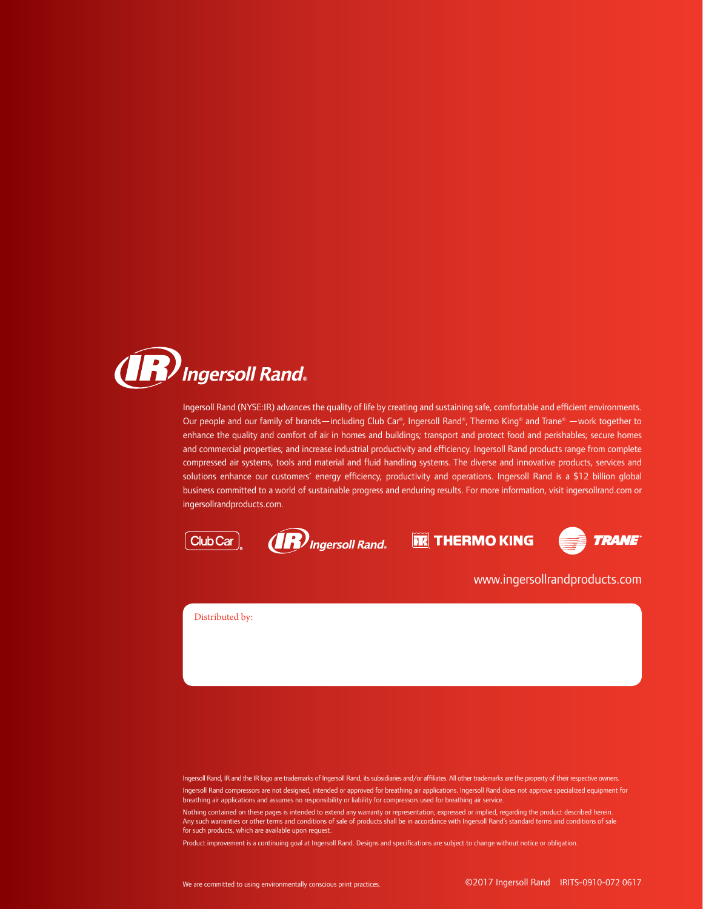Ingersoll Rand

Ingersoll Rand (NYSE:IR) advances the quality of life by creating and sustaining safe, comfortable and efficient environments. Our people and our family of brands—including Club Car®, Ingersoll Rand®, Thermo King® and Trane® —work together to enhance the quality and comfort of air in homes and buildings; transport and protect food and perishables; secure homes and commercial properties; and increase industrial productivity and efficiency. Ingersoll Rand products range from complete compressed air systems, tools and material and fluid handling systems. The diverse and innovative products, services and solutions enhance our customers' energy efficiency, productivity and operations. Ingersoll Rand is a $12 billion global business committed to a world of sustainable progress and enduring results. For more information, visit ingersollrand.com or ingersollrandproducts.com.

Club Car Ingersoll Rand THERMO KING TRANE

www.ingersollrandproducts.com

Distributed by:

Ingersoll Rand, IR and the IR logo are trademarks of Ingersoll Rand, its subsidiaries and/or affiliates. All other trademarks are the property of their respective owners.

Ingersoll Rand compressors are not designed, intended or approved for breathing air applications. Ingersoll Rand does not approve specialized equipment for breathing air applications and assumes no responsibility or liability for compressors used for breathing air service.

Nothing contained on these pages is intended to extend any warranty or representation, expressed or implied, regarding the product described herein. Any such warranties or other terms and conditions of sale of products shall be in accordance with Ingersoll Rand's standard terms and conditions of sale for such products, which are available upon request.

Product improvement is a continuing goal at Ingersoll Rand. Designs and specifications are subject to change without notice or obligation.

We are committed to using environmentally conscious print practices.

©2017 Ingersoll Rand IRITS-0910-072 0617